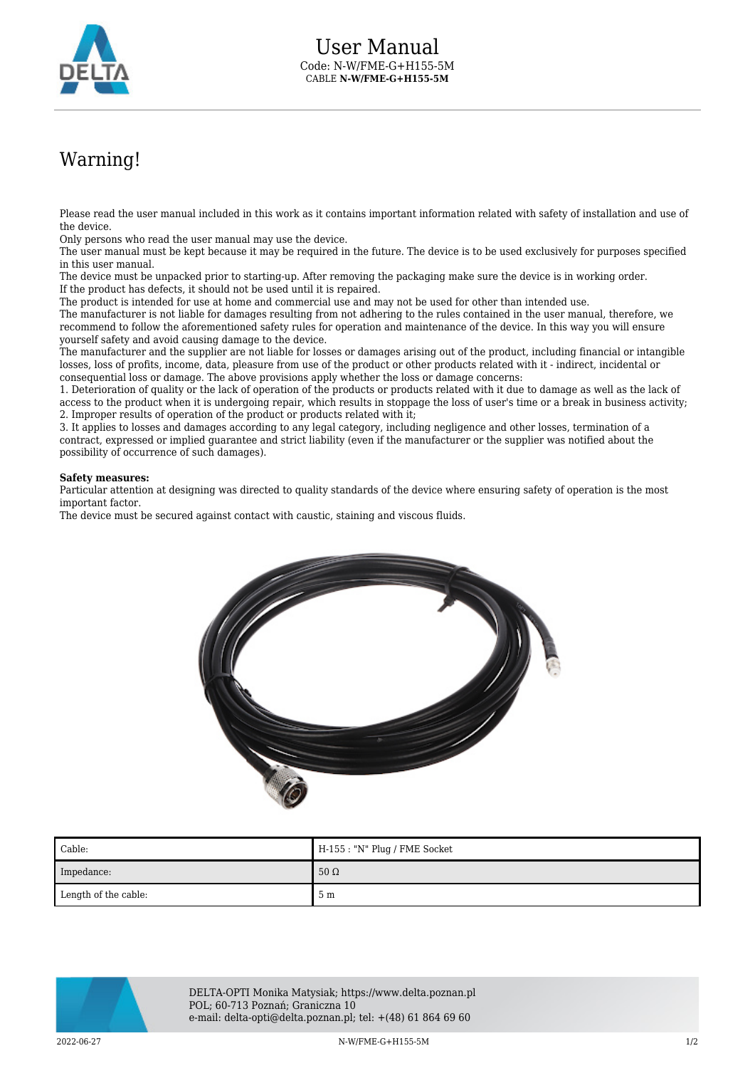# User Manual

Code: N-W/FME-G+H155-5M

CABLE **N-W/FME-G+H155-5M**

## Warning!

Please read the user manual included in this work as it contains important information related with safety of installation and use of the device.
Only persons who read the user manual may use the device.
The user manual must be kept because it may be required in the future. The device is to be used exclusively for purposes specified in this user manual.
The device must be unpacked prior to starting-up. After removing the packaging make sure the device is in working order.
If the product has defects, it should not be used until it is repaired.
The product is intended for use at home and commercial use and may not be used for other than intended use.
The manufacturer is not liable for damages resulting from not adhering to the rules contained in the user manual, therefore, we recommend to follow the aforementioned safety rules for operation and maintenance of the device. In this way you will ensure yourself safety and avoid causing damage to the device.
The manufacturer and the supplier are not liable for losses or damages arising out of the product, including financial or intangible losses, loss of profits, income, data, pleasure from use of the product or other products related with it - indirect, incidental or consequential loss or damage. The above provisions apply whether the loss or damage concerns:
1. Deterioration of quality or the lack of operation of the products or products related with it due to damage as well as the lack of access to the product when it is undergoing repair, which results in stoppage the loss of user's time or a break in business activity;
2. Improper results of operation of the product or products related with it;
3. It applies to losses and damages according to any legal category, including negligence and other losses, termination of a contract, expressed or implied guarantee and strict liability (even if the manufacturer or the supplier was notified about the possibility of occurrence of such damages).

**Safety measures:**
Particular attention at designing was directed to quality standards of the device where ensuring safety of operation is the most important factor.
The device must be secured against contact with caustic, staining and viscous fluids.

| Cable: | H-155 : "N" Plug / FME Socket |
|---|---|
| Impedance: | 50 Ω |
| Length of the cable: | 5 m |

DELTA-OPTI Monika Matysiak; https://www.delta.poznan.pl
POL; 60-713 Poznań; Graniczna 10
e-mail: delta-opti@delta.poznan.pl; tel: +(48) 61 864 69 60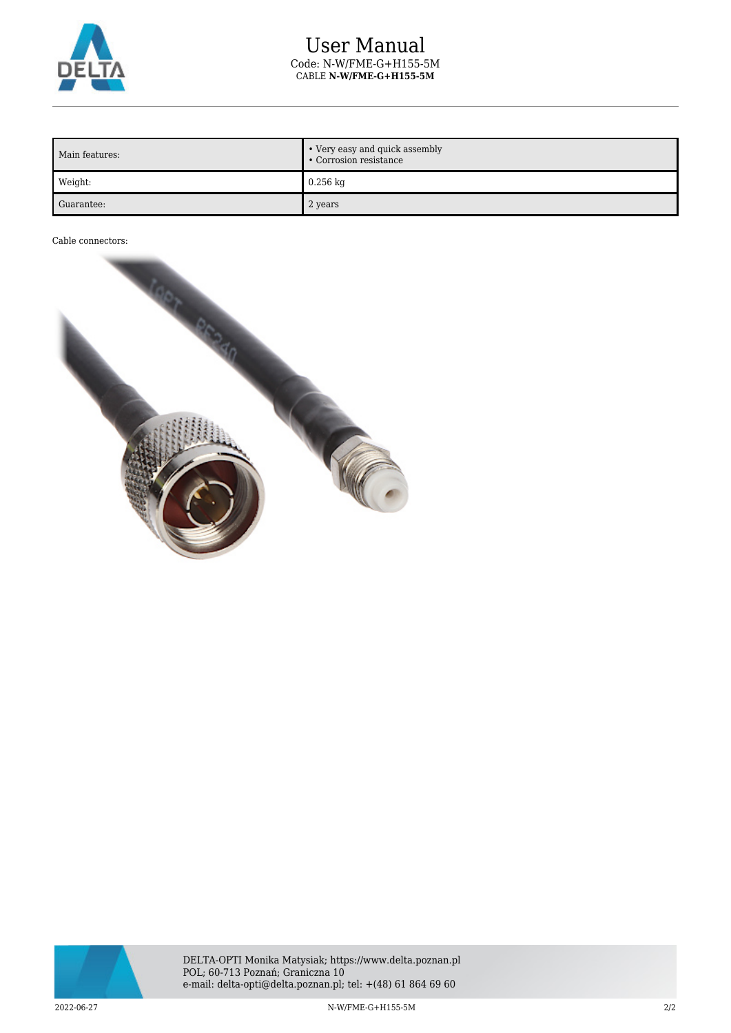# User Manual

Code: N-W/FME-G+H155-5M
CABLE **N-W/FME-G+H155-5M**

| | |
|---|---|
| Main features: | • Very easy and quick assembly<br>• Corrosion resistance |
| Weight: | 0.256 kg |
| Guarantee: | 2 years |

Cable connectors:

DELTA-OPTI Monika Matysiak; https://www.delta.poznan.pl
POL; 60-713 Poznań; Graniczna 10
e-mail: delta-opti@delta.poznan.pl; tel: +(48) 61 864 69 60